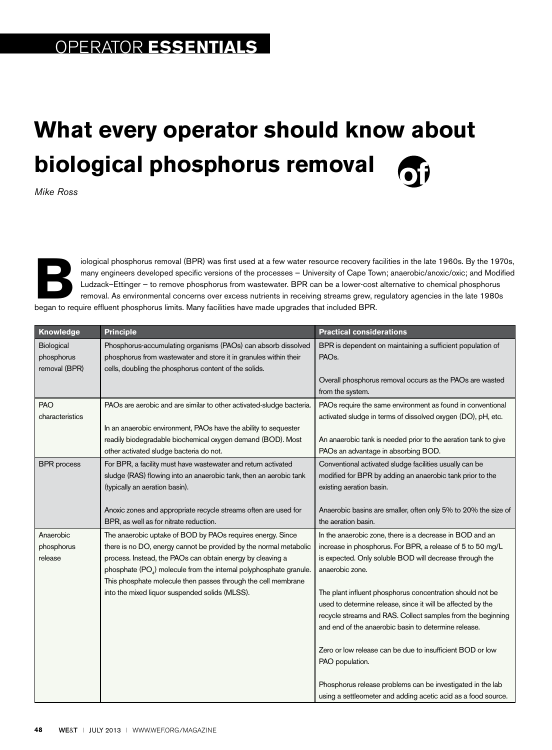OPERATOR **ESSENTIALS**

# What every operator should know about biological phosphorus removal

*Mike Ross*

Biological phosphorus removal (BPR) was first used at a few water resource recovery facilities in the late 1960s. By the 1970s, many engineers developed specific versions of the processes – University of Cape Town; anaerobic/anoxic/oxic; and Modified Ludzack–Ettinger – to remove phosphorus from wastewater. BPR can be a lower-cost alternative to chemical phosphorus removal. As environmental concerns over excess nutrients in receiving streams grew, regulatory agencies in the late 1980s began to require effluent phosphorus limits. Many facilities have made upgrades that included BPR.

| Knowledge | Principle | Practical considerations |
| --- | --- | --- |
| Biological phosphorus removal (BPR) | Phosphorus-accumulating organisms (PAOs) can absorb dissolved phosphorus from wastewater and store it in granules within their cells, doubling the phosphorus content of the solids. | BPR is dependent on maintaining a sufficient population of PAOs.<br><br>Overall phosphorus removal occurs as the PAOs are wasted from the system. |
| PAO characteristics | PAOs are aerobic and are similar to other activated-sludge bacteria.<br><br>In an anaerobic environment, PAOs have the ability to sequester readily biodegradable biochemical oxygen demand (BOD). Most other activated sludge bacteria do not. | PAOs require the same environment as found in conventional activated sludge in terms of dissolved oxygen (DO), pH, etc.<br><br>An anaerobic tank is needed prior to the aeration tank to give PAOs an advantage in absorbing BOD. |
| BPR process | For BPR, a facility must have wastewater and return activated sludge (RAS) flowing into an anaerobic tank, then an aerobic tank (typically an aeration basin).<br><br>Anoxic zones and appropriate recycle streams often are used for BPR, as well as for nitrate reduction. | Conventional activated sludge facilities usually can be modified for BPR by adding an anaerobic tank prior to the existing aeration basin.<br><br>Anaerobic basins are smaller, often only 5% to 20% the size of the aeration basin. |
| Anaerobic phosphorus release | The anaerobic uptake of BOD by PAOs requires energy. Since there is no DO, energy cannot be provided by the normal metabolic process. Instead, the PAOs can obtain energy by cleaving a phosphate ($PO_4$) molecule from the internal polyphosphate granule. This phosphate molecule then passes through the cell membrane into the mixed liquor suspended solids (MLSS). | In the anaerobic zone, there is a decrease in BOD and an increase in phosphorus. For BPR, a release of 5 to 50 mg/L is expected. Only soluble BOD will decrease through the anaerobic zone.<br><br>The plant influent phosphorus concentration should not be used to determine release, since it will be affected by the recycle streams and RAS. Collect samples from the beginning and end of the anaerobic basin to determine release.<br><br>Zero or low release can be due to insufficient BOD or low PAO population.<br><br>Phosphorus release problems can be investigated in the lab using a settleometer and adding acetic acid as a food source. |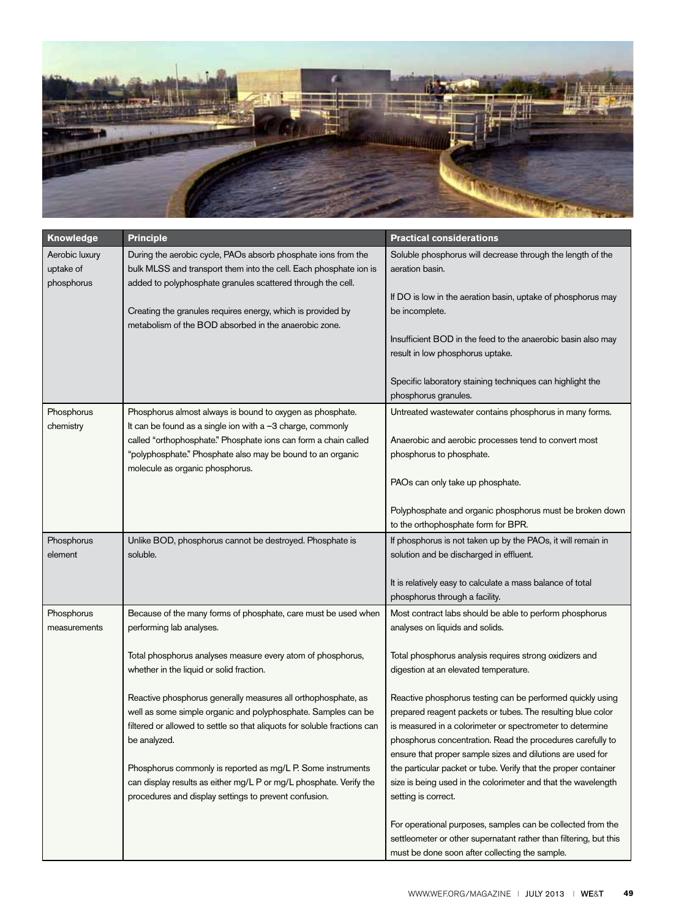| Knowledge | Principle | Practical considerations |
|---|---|---|
| Aerobic luxury uptake of phosphorus | During the aerobic cycle, PAOs absorb phosphate ions from the bulk MLSS and transport them into the cell. Each phosphate ion is added to polyphosphate granules scattered through the cell.<br><br>Creating the granules requires energy, which is provided by metabolism of the BOD absorbed in the anaerobic zone. | Soluble phosphorus will decrease through the length of the aeration basin.<br><br>If DO is low in the aeration basin, uptake of phosphorus may be incomplete.<br><br>Insufficient BOD in the feed to the anaerobic basin also may result in low phosphorus uptake.<br><br>Specific laboratory staining techniques can highlight the phosphorus granules. |
| Phosphorus chemistry | Phosphorus almost always is bound to oxygen as phosphate. It can be found as a single ion with a –3 charge, commonly called "orthophosphate." Phosphate ions can form a chain called "polyphosphate." Phosphate also may be bound to an organic molecule as organic phosphorus. | Untreated wastewater contains phosphorus in many forms.<br><br>Anaerobic and aerobic processes tend to convert most phosphorus to phosphate.<br><br>PAOs can only take up phosphate.<br><br>Polyphosphate and organic phosphorus must be broken down to the orthophosphate form for BPR. |
| Phosphorus element | Unlike BOD, phosphorus cannot be destroyed. Phosphate is soluble. | If phosphorus is not taken up by the PAOs, it will remain in solution and be discharged in effluent.<br><br>It is relatively easy to calculate a mass balance of total phosphorus through a facility. |
| Phosphorus measurements | Because of the many forms of phosphate, care must be used when performing lab analyses.<br><br>Total phosphorus analyses measure every atom of phosphorus, whether in the liquid or solid fraction.<br><br>Reactive phosphorus generally measures all orthophosphate, as well as some simple organic and polyphosphate. Samples can be filtered or allowed to settle so that aliquots for soluble fractions can be analyzed.<br><br>Phosphorus commonly is reported as mg/L P. Some instruments can display results as either mg/L P or mg/L phosphate. Verify the procedures and display settings to prevent confusion. | Most contract labs should be able to perform phosphorus analyses on liquids and solids.<br><br>Total phosphorus analysis requires strong oxidizers and digestion at an elevated temperature.<br><br>Reactive phosphorus testing can be performed quickly using prepared reagent packets or tubes. The resulting blue color is measured in a colorimeter or spectrometer to determine phosphorus concentration. Read the procedures carefully to ensure that proper sample sizes and dilutions are used for the particular packet or tube. Verify that the proper container size is being used in the colorimeter and that the wavelength setting is correct.<br><br>For operational purposes, samples can be collected from the settleometer or other supernatant rather than filtering, but this must be done soon after collecting the sample. |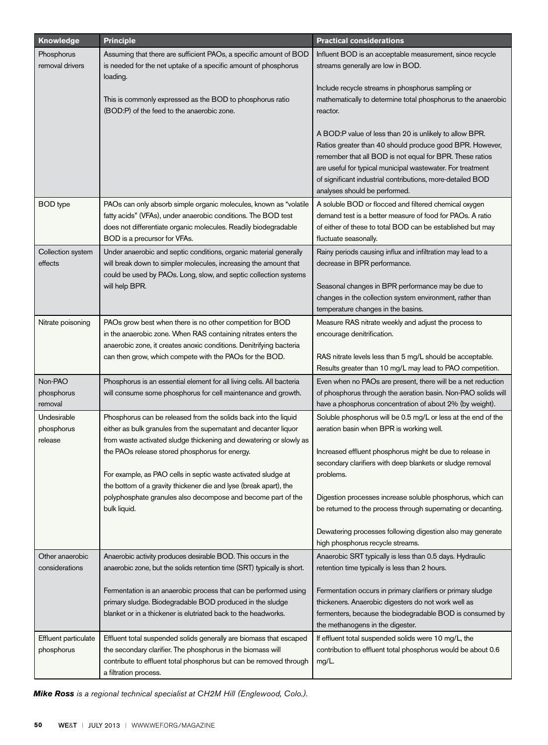| Knowledge | Principle | Practical considerations |
|---|---|---|
| Phosphorus removal drivers | Assuming that there are sufficient PAOs, a specific amount of BOD is needed for the net uptake of a specific amount of phosphorus loading.<br><br>This is commonly expressed as the BOD to phosphorus ratio (BOD:P) of the feed to the anaerobic zone. | Influent BOD is an acceptable measurement, since recycle streams generally are low in BOD.<br><br>Include recycle streams in phosphorus sampling or mathematically to determine total phosphorus to the anaerobic reactor.<br><br>A BOD:P value of less than 20 is unlikely to allow BPR. Ratios greater than 40 should produce good BPR. However, remember that all BOD is not equal for BPR. These ratios are useful for typical municipal wastewater. For treatment of significant industrial contributions, more-detailed BOD analyses should be performed. |
| BOD type | PAOs can only absorb simple organic molecules, known as "volatile fatty acids" (VFAs), under anaerobic conditions. The BOD test does not differentiate organic molecules. Readily biodegradable BOD is a precursor for VFAs. | A soluble BOD or flocced and filtered chemical oxygen demand test is a better measure of food for PAOs. A ratio of either of these to total BOD can be established but may fluctuate seasonally. |
| Collection system effects | Under anaerobic and septic conditions, organic material generally will break down to simpler molecules, increasing the amount that could be used by PAOs. Long, slow, and septic collection systems will help BPR. | Rainy periods causing influx and infiltration may lead to a decrease in BPR performance.<br><br>Seasonal changes in BPR performance may be due to changes in the collection system environment, rather than temperature changes in the basins. |
| Nitrate poisoning | PAOs grow best when there is no other competition for BOD in the anaerobic zone. When RAS containing nitrates enters the anaerobic zone, it creates anoxic conditions. Denitrifying bacteria can then grow, which compete with the PAOs for the BOD. | Measure RAS nitrate weekly and adjust the process to encourage denitrification.<br><br>RAS nitrate levels less than 5 mg/L should be acceptable. Results greater than 10 mg/L may lead to PAO competition. |
| Non-PAO phosphorus removal | Phosphorus is an essential element for all living cells. All bacteria will consume some phosphorus for cell maintenance and growth. | Even when no PAOs are present, there will be a net reduction of phosphorus through the aeration basin. Non-PAO solids will have a phosphorus concentration of about 2% (by weight). |
| Undesirable phosphorus release | Phosphorus can be released from the solids back into the liquid either as bulk granules from the supernatant and decanter liquor from waste activated sludge thickening and dewatering or slowly as the PAOs release stored phosphorus for energy.<br><br>For example, as PAO cells in septic waste activated sludge at the bottom of a gravity thickener die and lyse (break apart), the polyphosphate granules also decompose and become part of the bulk liquid. | Soluble phosphorus will be 0.5 mg/L or less at the end of the aeration basin when BPR is working well.<br><br>Increased effluent phosphorus might be due to release in secondary clarifiers with deep blankets or sludge removal problems.<br><br>Digestion processes increase soluble phosphorus, which can be returned to the process through supernating or decanting.<br><br>Dewatering processes following digestion also may generate high phosphorus recycle streams. |
| Other anaerobic considerations | Anaerobic activity produces desirable BOD. This occurs in the anaerobic zone, but the solids retention time (SRT) typically is short.<br><br>Fermentation is an anaerobic process that can be performed using primary sludge. Biodegradable BOD produced in the sludge blanket or in a thickener is elutriated back to the headworks. | Anaerobic SRT typically is less than 0.5 days. Hydraulic retention time typically is less than 2 hours.<br><br>Fermentation occurs in primary clarifiers or primary sludge thickeners. Anaerobic digesters do not work well as fermenters, because the biodegradable BOD is consumed by the methanogens in the digester. |
| Effluent particulate phosphorus | Effluent total suspended solids generally are biomass that escaped the secondary clarifier. The phosphorus in the biomass will contribute to effluent total phosphorus but can be removed through a filtration process. | If effluent total suspended solids were 10 mg/L, the contribution to effluent total phosphorus would be about 0.6 mg/L. |

***Mike Ross*** *is a regional technical specialist at CH2M Hill (Englewood, Colo.).*